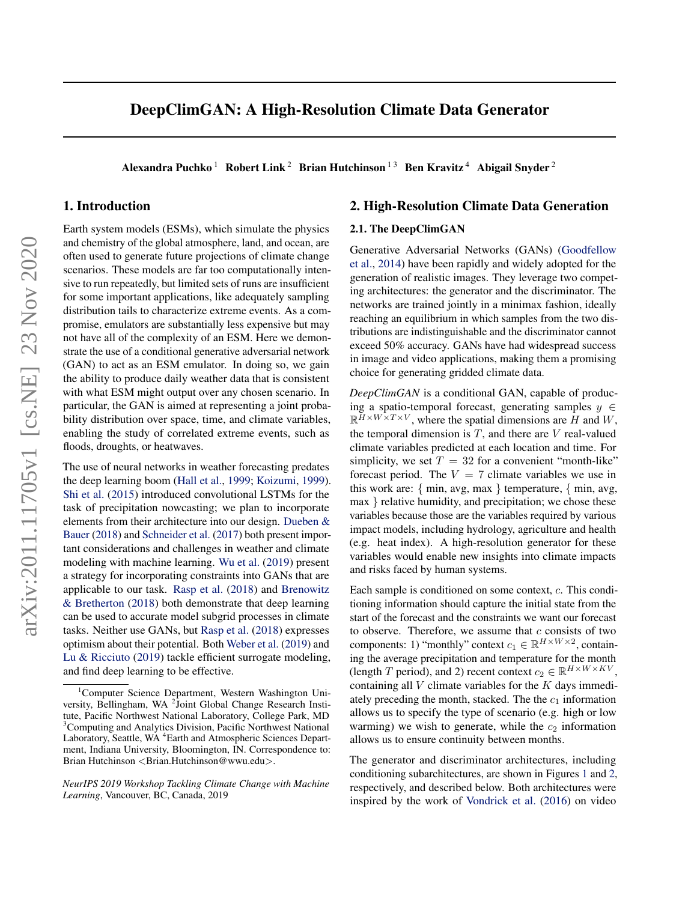# DeepClimGAN: A High-Resolution Climate Data Generator

Alexandra Puchko [1] Robert Link [2] Brian Hutchinson [1,3] Ben Kravitz [4] Abigail Snyder [2]

## 1. Introduction

Earth system models (ESMs), which simulate the physics and chemistry of the global atmosphere, land, and ocean, are often used to generate future projections of climate change scenarios. These models are far too computationally intensive to run repeatedly, but limited sets of runs are insufficient for some important applications, like adequately sampling distribution tails to characterize extreme events. As a compromise, emulators are substantially less expensive but may not have all of the complexity of an ESM. Here we demonstrate the use of a conditional generative adversarial network (GAN) to act as an ESM emulator. In doing so, we gain the ability to produce daily weather data that is consistent with what ESM might output over any chosen scenario. In particular, the GAN is aimed at representing a joint probability distribution over space, time, and climate variables, enabling the study of correlated extreme events, such as floods, droughts, or heatwaves.

The use of neural networks in weather forecasting predates the deep learning boom (Hall et al., 1999; Koizumi, 1999). Shi et al. (2015) introduced convolutional LSTMs for the task of precipitation nowcasting; we plan to incorporate elements from their architecture into our design. Dueben & Bauer (2018) and Schneider et al. (2017) both present important considerations and challenges in weather and climate modeling with machine learning. Wu et al. (2019) present a strategy for incorporating constraints into GANs that are applicable to our task. Rasp et al. (2018) and Brenowitz & Bretherton (2018) both demonstrate that deep learning can be used to accurate model subgrid processes in climate tasks. Neither use GANs, but Rasp et al. (2018) expresses optimism about their potential. Both Weber et al. (2019) and Lu & Ricciuto (2019) tackle efficient surrogate modeling, and find deep learning to be effective.

[1] Computer Science Department, Western Washington University, Bellingham, WA [2] Joint Global Change Research Institute, Pacific Northwest National Laboratory, College Park, MD [3] Computing and Analytics Division, Pacific Northwest National Laboratory, Seattle, WA [4] Earth and Atmospheric Sciences Department, Indiana University, Bloomington, IN. Correspondence to: Brian Hutchinson <Brian.Hutchinson@wwu.edu>.

*NeurIPS 2019 Workshop Tackling Climate Change with Machine Learning*, Vancouver, BC, Canada, 2019

## 2. High-Resolution Climate Data Generation

### 2.1. The DeepClimGAN

Generative Adversarial Networks (GANs) (Goodfellow et al., 2014) have been rapidly and widely adopted for the generation of realistic images. They leverage two competing architectures: the generator and the discriminator. The networks are trained jointly in a minimax fashion, ideally reaching an equilibrium in which samples from the two distributions are indistinguishable and the discriminator cannot exceed 50% accuracy. GANs have had widespread success in image and video applications, making them a promising choice for generating gridded climate data.

*DeepClimGAN* is a conditional GAN, capable of producing a spatio-temporal forecast, generating samples $y \in \mathbb{R}^{H \times W \times T \times V}$, where the spatial dimensions are $H$ and $W$, the temporal dimension is $T$, and there are $V$ real-valued climate variables predicted at each location and time. For simplicity, we set $T = 32$ for a convenient "month-like" forecast period. The $V = 7$ climate variables we use in this work are: { min, avg, max } temperature, { min, avg, max } relative humidity, and precipitation; we chose these variables because those are the variables required by various impact models, including hydrology, agriculture and health (e.g. heat index). A high-resolution generator for these variables would enable new insights into climate impacts and risks faced by human systems.

Each sample is conditioned on some context, $c$. This conditioning information should capture the initial state from the start of the forecast and the constraints we want our forecast to observe. Therefore, we assume that $c$ consists of two components: 1) "monthly" context $c_1 \in \mathbb{R}^{H \times W \times 2}$, containing the average precipitation and temperature for the month (length $T$ period), and 2) recent context $c_2 \in \mathbb{R}^{H \times W \times KV}$, containing all $V$ climate variables for the $K$ days immediately preceding the month, stacked. The the $c_1$ information allows us to specify the type of scenario (e.g. high or low warming) we wish to generate, while the $c_2$ information allows us to ensure continuity between months.

The generator and discriminator architectures, including conditioning subarchitectures, are shown in Figures 1 and 2, respectively, and described below. Both architectures were inspired by the work of Vondrick et al. (2016) on video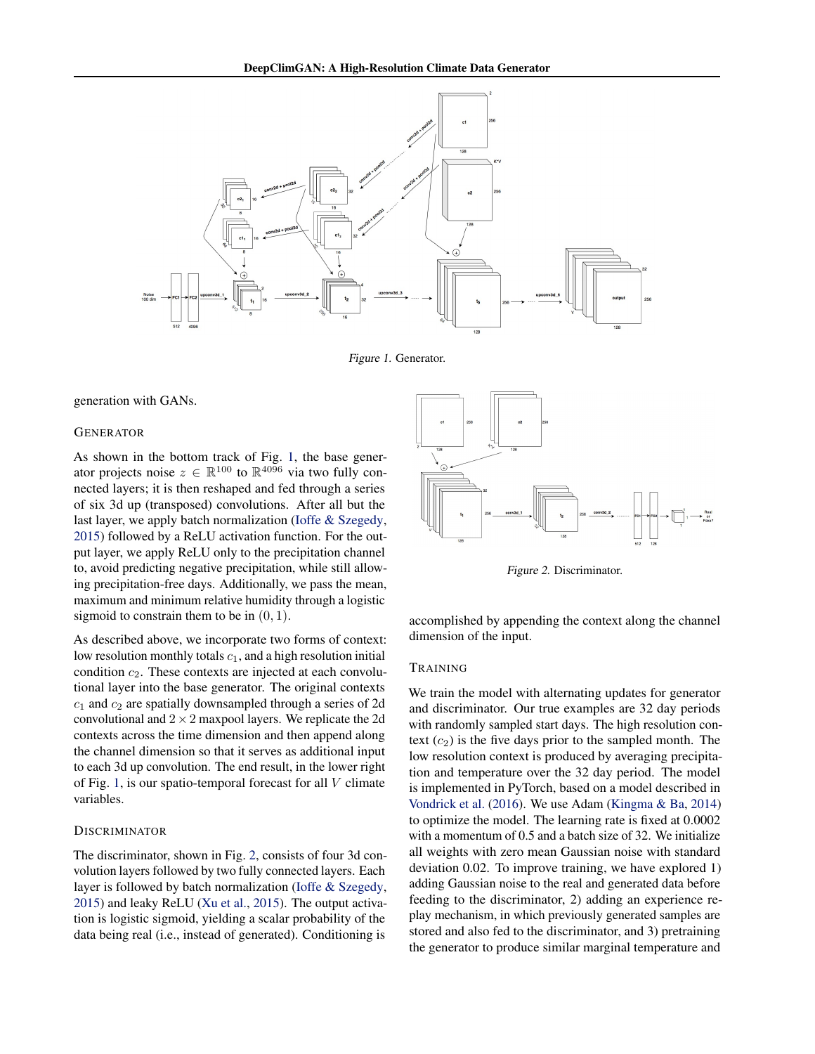Figure 1. Generator.

generation with GANs.

### GENERATOR

As shown in the bottom track of Fig. 1, the base generator projects noise $z \in \mathbb{R}^{100}$ to $\mathbb{R}^{4096}$ via two fully connected layers; it is then reshaped and fed through a series of six 3d up (transposed) convolutions. After all but the last layer, we apply batch normalization (Ioffe & Szegedy, 2015) followed by a ReLU activation function. For the output layer, we apply ReLU only to the precipitation channel to, avoid predicting negative precipitation, while still allowing precipitation-free days. Additionally, we pass the mean, maximum and minimum relative humidity through a logistic sigmoid to constrain them to be in $(0, 1)$.

As described above, we incorporate two forms of context: low resolution monthly totals $c_1$, and a high resolution initial condition $c_2$. These contexts are injected at each convolutional layer into the base generator. The original contexts $c_1$ and $c_2$ are spatially downsampled through a series of 2d convolutional and $2 \times 2$ maxpool layers. We replicate the 2d contexts across the time dimension and then append along the channel dimension so that it serves as additional input to each 3d up convolution. The end result, in the lower right of Fig. 1, is our spatio-temporal forecast for all $V$ climate variables.

### DISCRIMINATOR

The discriminator, shown in Fig. 2, consists of four 3d convolution layers followed by two fully connected layers. Each layer is followed by batch normalization (Ioffe & Szegedy, 2015) and leaky ReLU (Xu et al., 2015). The output activation is logistic sigmoid, yielding a scalar probability of the data being real (i.e., instead of generated). Conditioning is accomplished by appending the context along the channel dimension of the input.

Figure 2. Discriminator.

### TRAINING

We train the model with alternating updates for generator and discriminator. Our true examples are 32 day periods with randomly sampled start days. The high resolution context ($c_2$) is the five days prior to the sampled month. The low resolution context is produced by averaging precipitation and temperature over the 32 day period. The model is implemented in PyTorch, based on a model described in Vondrick et al. (2016). We use Adam (Kingma & Ba, 2014) to optimize the model. The learning rate is fixed at 0.0002 with a momentum of 0.5 and a batch size of 32. We initialize all weights with zero mean Gaussian noise with standard deviation 0.02. To improve training, we have explored 1) adding Gaussian noise to the real and generated data before feeding to the discriminator, 2) adding an experience replay mechanism, in which previously generated samples are stored and also fed to the discriminator, and 3) pretraining the generator to produce similar marginal temperature and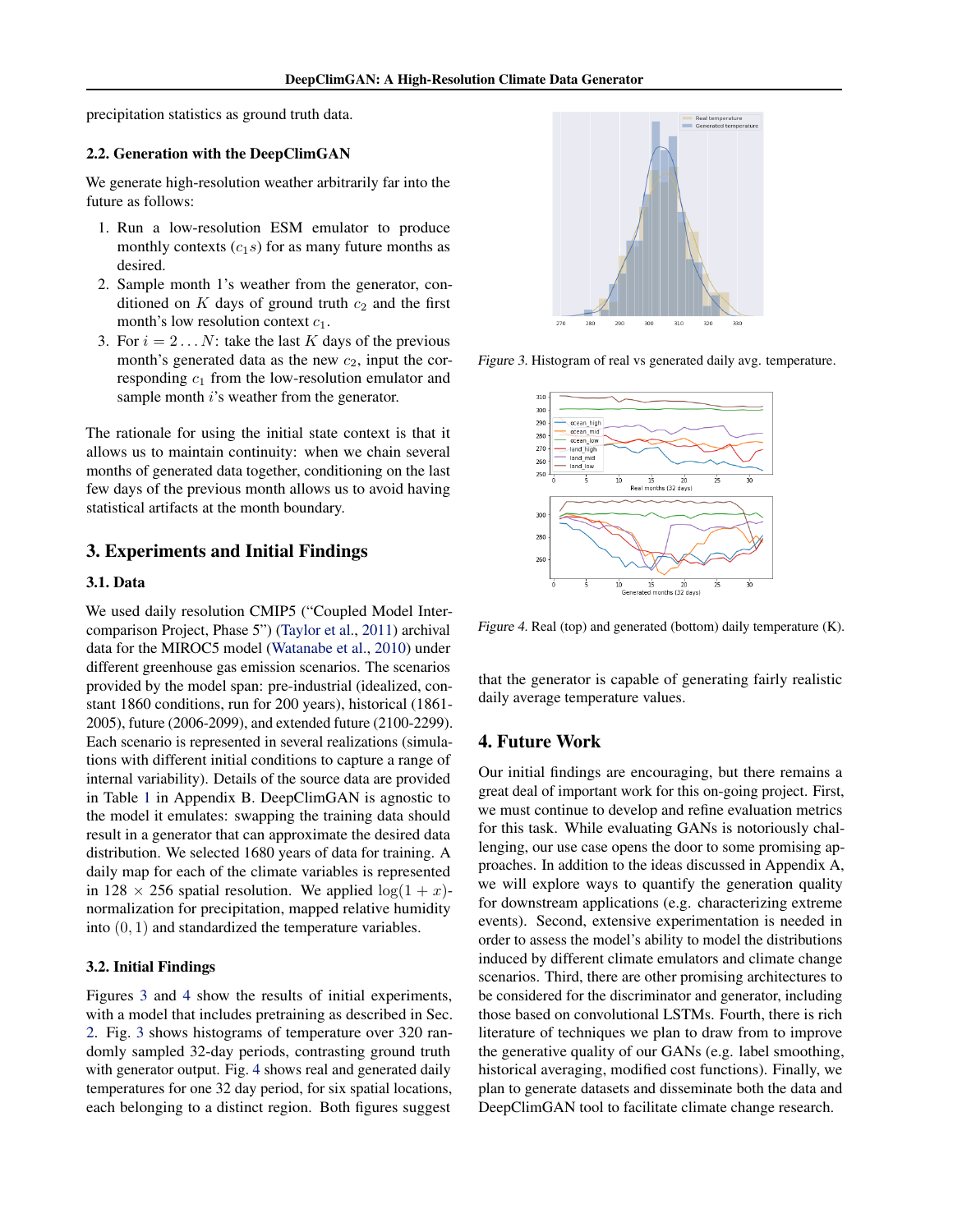precipitation statistics as ground truth data.

### 2.2. Generation with the DeepClimGAN

We generate high-resolution weather arbitrarily far into the future as follows:

1. Run a low-resolution ESM emulator to produce monthly contexts ($c_1 s$) for as many future months as desired.
2. Sample month 1's weather from the generator, conditioned on $K$ days of ground truth $c_2$ and the first month's low resolution context $c_1$.
3. For $i = 2 \ldots N$: take the last $K$ days of the previous month's generated data as the new $c_2$, input the corresponding $c_1$ from the low-resolution emulator and sample month $i$'s weather from the generator.

The rationale for using the initial state context is that it allows us to maintain continuity: when we chain several months of generated data together, conditioning on the last few days of the previous month allows us to avoid having statistical artifacts at the month boundary.

## 3. Experiments and Initial Findings

### 3.1. Data

We used daily resolution CMIP5 ("Coupled Model Intercomparison Project, Phase 5") (Taylor et al., 2011) archival data for the MIROC5 model (Watanabe et al., 2010) under different greenhouse gas emission scenarios. The scenarios provided by the model span: pre-industrial (idealized, constant 1860 conditions, run for 200 years), historical (1861-2005), future (2006-2099), and extended future (2100-2299). Each scenario is represented in several realizations (simulations with different initial conditions to capture a range of internal variability). Details of the source data are provided in Table 1 in Appendix B. DeepClimGAN is agnostic to the model it emulates: swapping the training data should result in a generator that can approximate the desired data distribution. We selected 1680 years of data for training. A daily map for each of the climate variables is represented in $128 \times 256$ spatial resolution. We applied $\log(1+x)$-normalization for precipitation, mapped relative humidity into $(0, 1)$ and standardized the temperature variables.

### 3.2. Initial Findings

Figures 3 and 4 show the results of initial experiments, with a model that includes pretraining as described in Sec. 2. Fig. 3 shows histograms of temperature over 320 randomly sampled 32-day periods, contrasting ground truth with generator output. Fig. 4 shows real and generated daily temperatures for one 32 day period, for six spatial locations, each belonging to a distinct region. Both figures suggest that the generator is capable of generating fairly realistic daily average temperature values.

*Figure 3.* Histogram of real vs generated daily avg. temperature.

*Figure 4.* Real (top) and generated (bottom) daily temperature (K).

## 4. Future Work

Our initial findings are encouraging, but there remains a great deal of important work for this on-going project. First, we must continue to develop and refine evaluation metrics for this task. While evaluating GANs is notoriously challenging, our use case opens the door to some promising approaches. In addition to the ideas discussed in Appendix A, we will explore ways to quantify the generation quality for downstream applications (e.g. characterizing extreme events). Second, extensive experimentation is needed in order to assess the model's ability to model the distributions induced by different climate emulators and climate change scenarios. Third, there are other promising architectures to be considered for the discriminator and generator, including those based on convolutional LSTMs. Fourth, there is rich literature of techniques we plan to draw from to improve the generative quality of our GANs (e.g. label smoothing, historical averaging, modified cost functions). Finally, we plan to generate datasets and disseminate both the data and DeepClimGAN tool to facilitate climate change research.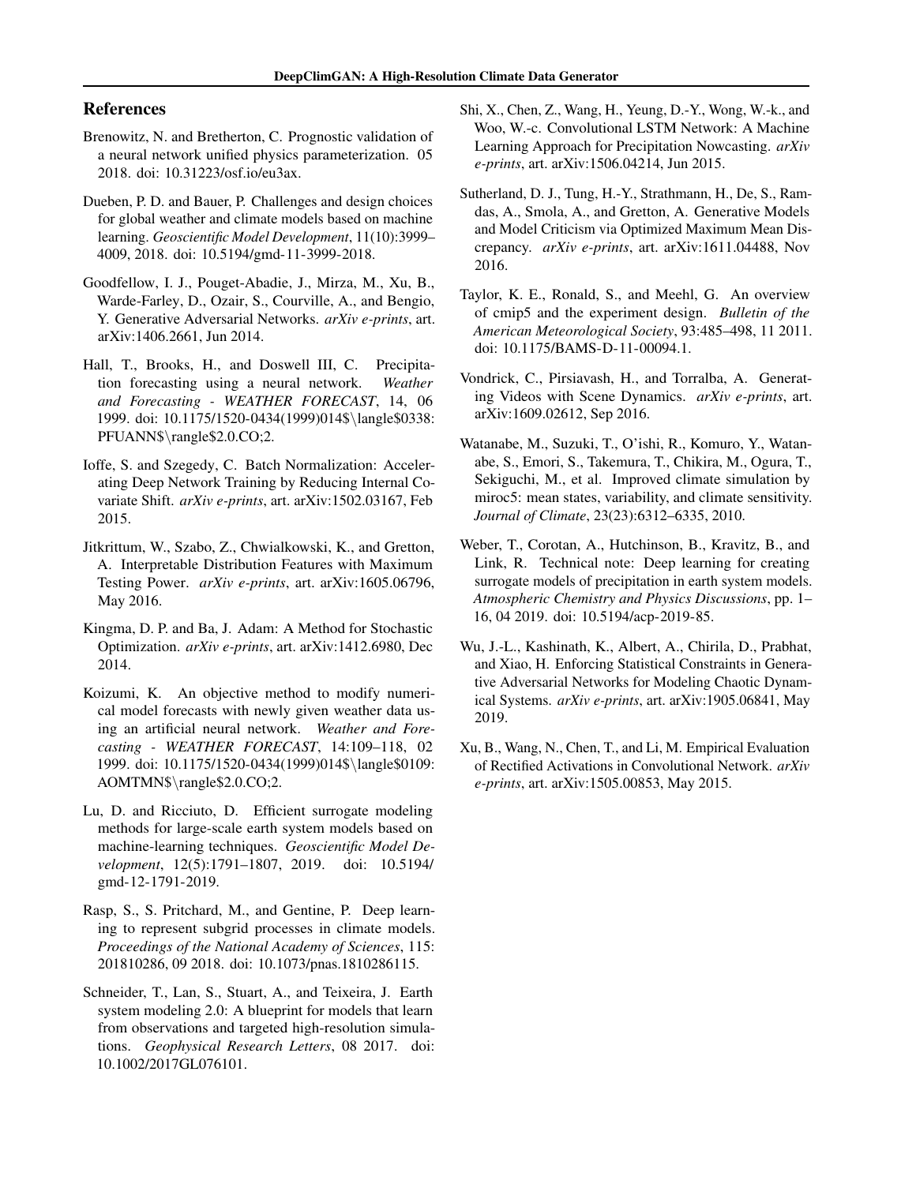## References

Brenowitz, N. and Bretherton, C. Prognostic validation of a neural network unified physics parameterization. 05 2018. doi: 10.31223/osf.io/eu3ax.

Dueben, P. D. and Bauer, P. Challenges and design choices for global weather and climate models based on machine learning. *Geoscientific Model Development*, 11(10):3999–4009, 2018. doi: 10.5194/gmd-11-3999-2018.

Goodfellow, I. J., Pouget-Abadie, J., Mirza, M., Xu, B., Warde-Farley, D., Ozair, S., Courville, A., and Bengio, Y. Generative Adversarial Networks. *arXiv e-prints*, art. arXiv:1406.2661, Jun 2014.

Hall, T., Brooks, H., and Doswell III, C. Precipitation forecasting using a neural network. *Weather and Forecasting - WEATHER FORECAST*, 14, 06 1999. doi: 10.1175/1520-0434(1999)014$\langle$0338:PFUANN$\rangle$2.0.CO;2.

Ioffe, S. and Szegedy, C. Batch Normalization: Accelerating Deep Network Training by Reducing Internal Covariate Shift. *arXiv e-prints*, art. arXiv:1502.03167, Feb 2015.

Jitkrittum, W., Szabo, Z., Chwialkowski, K., and Gretton, A. Interpretable Distribution Features with Maximum Testing Power. *arXiv e-prints*, art. arXiv:1605.06796, May 2016.

Kingma, D. P. and Ba, J. Adam: A Method for Stochastic Optimization. *arXiv e-prints*, art. arXiv:1412.6980, Dec 2014.

Koizumi, K. An objective method to modify numerical model forecasts with newly given weather data using an artificial neural network. *Weather and Forecasting - WEATHER FORECAST*, 14:109–118, 02 1999. doi: 10.1175/1520-0434(1999)014$\langle$0109:AOMTMN$\rangle$2.0.CO;2.

Lu, D. and Ricciuto, D. Efficient surrogate modeling methods for large-scale earth system models based on machine-learning techniques. *Geoscientific Model Development*, 12(5):1791–1807, 2019. doi: 10.5194/gmd-12-1791-2019.

Rasp, S., S. Pritchard, M., and Gentine, P. Deep learning to represent subgrid processes in climate models. *Proceedings of the National Academy of Sciences*, 115: 201810286, 09 2018. doi: 10.1073/pnas.1810286115.

Schneider, T., Lan, S., Stuart, A., and Teixeira, J. Earth system modeling 2.0: A blueprint for models that learn from observations and targeted high-resolution simulations. *Geophysical Research Letters*, 08 2017. doi: 10.1002/2017GL076101.

Shi, X., Chen, Z., Wang, H., Yeung, D.-Y., Wong, W.-k., and Woo, W.-c. Convolutional LSTM Network: A Machine Learning Approach for Precipitation Nowcasting. *arXiv e-prints*, art. arXiv:1506.04214, Jun 2015.

Sutherland, D. J., Tung, H.-Y., Strathmann, H., De, S., Ramdas, A., Smola, A., and Gretton, A. Generative Models and Model Criticism via Optimized Maximum Mean Discrepancy. *arXiv e-prints*, art. arXiv:1611.04488, Nov 2016.

Taylor, K. E., Ronald, S., and Meehl, G. An overview of cmip5 and the experiment design. *Bulletin of the American Meteorological Society*, 93:485–498, 11 2011. doi: 10.1175/BAMS-D-11-00094.1.

Vondrick, C., Pirsiavash, H., and Torralba, A. Generating Videos with Scene Dynamics. *arXiv e-prints*, art. arXiv:1609.02612, Sep 2016.

Watanabe, M., Suzuki, T., O'ishi, R., Komuro, Y., Watanabe, S., Emori, S., Takemura, T., Chikira, M., Ogura, T., Sekiguchi, M., et al. Improved climate simulation by miroc5: mean states, variability, and climate sensitivity. *Journal of Climate*, 23(23):6312–6335, 2010.

Weber, T., Corotan, A., Hutchinson, B., Kravitz, B., and Link, R. Technical note: Deep learning for creating surrogate models of precipitation in earth system models. *Atmospheric Chemistry and Physics Discussions*, pp. 1–16, 04 2019. doi: 10.5194/acp-2019-85.

Wu, J.-L., Kashinath, K., Albert, A., Chirila, D., Prabhat, and Xiao, H. Enforcing Statistical Constraints in Generative Adversarial Networks for Modeling Chaotic Dynamical Systems. *arXiv e-prints*, art. arXiv:1905.06841, May 2019.

Xu, B., Wang, N., Chen, T., and Li, M. Empirical Evaluation of Rectified Activations in Convolutional Network. *arXiv e-prints*, art. arXiv:1505.00853, May 2015.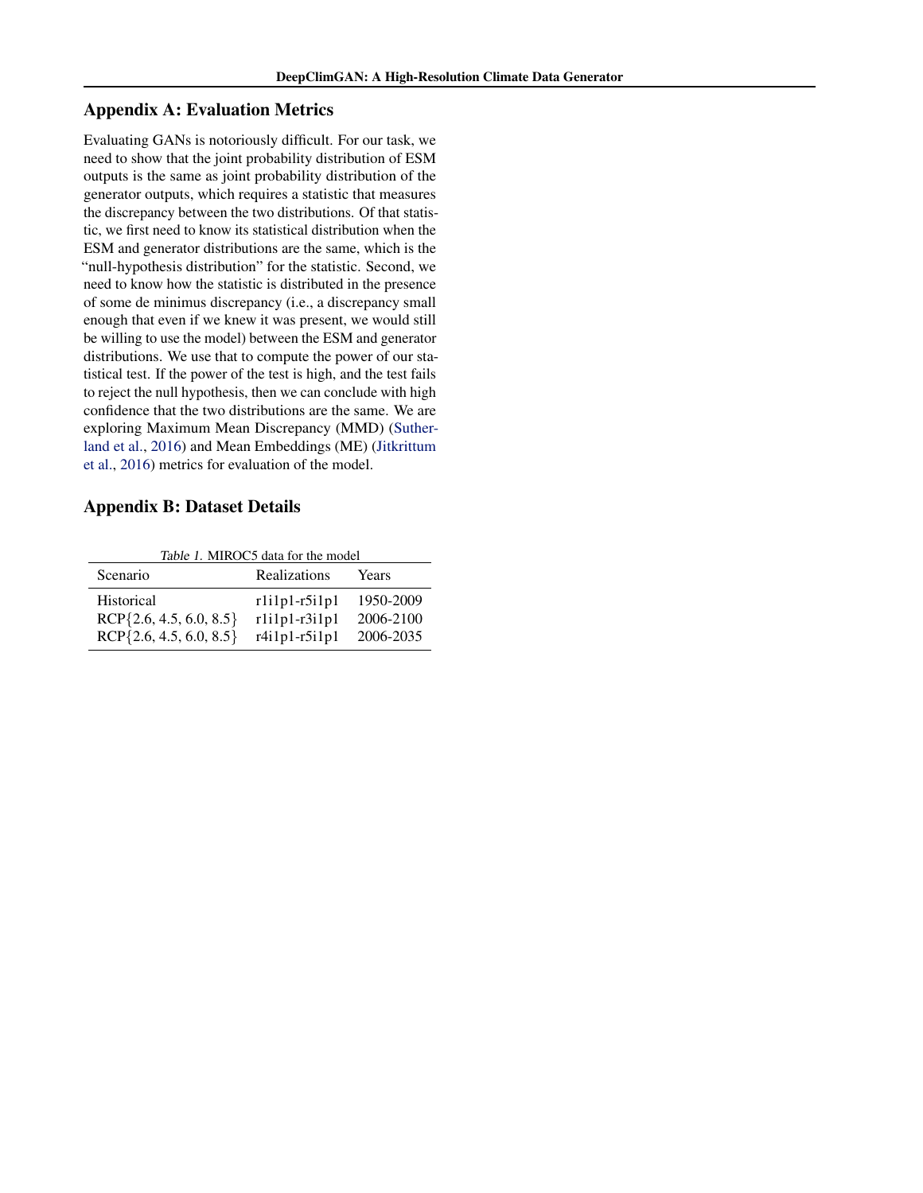## Appendix A: Evaluation Metrics

Evaluating GANs is notoriously difficult. For our task, we need to show that the joint probability distribution of ESM outputs is the same as joint probability distribution of the generator outputs, which requires a statistic that measures the discrepancy between the two distributions. Of that statistic, we first need to know its statistical distribution when the ESM and generator distributions are the same, which is the "null-hypothesis distribution" for the statistic. Second, we need to know how the statistic is distributed in the presence of some de minimus discrepancy (i.e., a discrepancy small enough that even if we knew it was present, we would still be willing to use the model) between the ESM and generator distributions. We use that to compute the power of our statistical test. If the power of the test is high, and the test fails to reject the null hypothesis, then we can conclude with high confidence that the two distributions are the same. We are exploring Maximum Mean Discrepancy (MMD) (Sutherland et al., 2016) and Mean Embeddings (ME) (Jitkrittum et al., 2016) metrics for evaluation of the model.

## Appendix B: Dataset Details

*Table 1.* MIROC5 data for the model

| Scenario | Realizations | Years |
|---|---|---|
| Historical | r1i1p1-r5i1p1 | 1950-2009 |
| RCP{2.6, 4.5, 6.0, 8.5} | r1i1p1-r3i1p1 | 2006-2100 |
| RCP{2.6, 4.5, 6.0, 8.5} | r4i1p1-r5i1p1 | 2006-2035 |